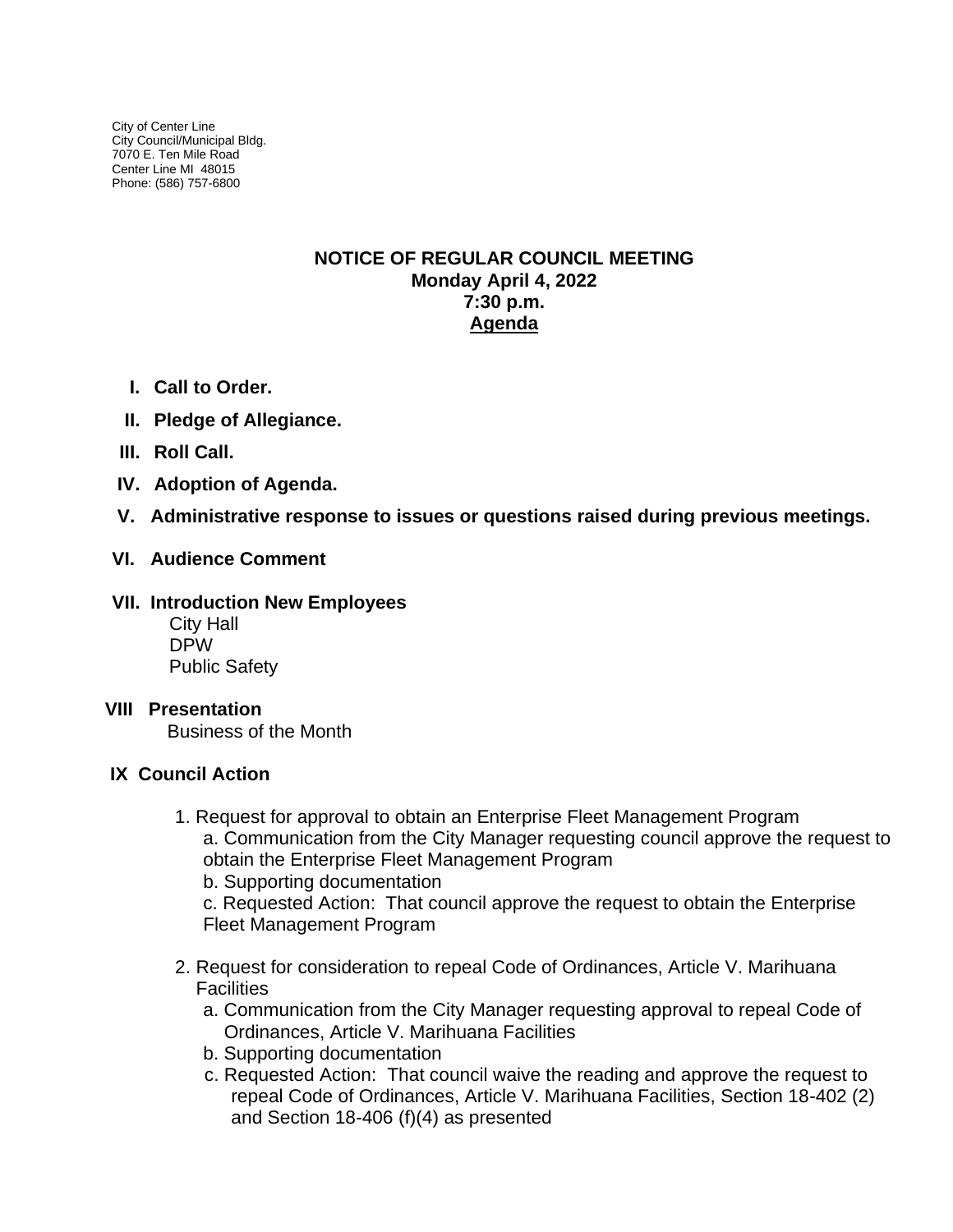City of Center Line
City Council/Municipal Bldg.
7070 E. Ten Mile Road
Center Line MI 48015
Phone: (586) 757-6800

# NOTICE OF REGULAR COUNCIL MEETING
## Monday April 4, 2022
## 7:30 p.m.
## <u>Agenda</u>

**I. Call to Order.**

**II. Pledge of Allegiance.**

**III. Roll Call.**

**IV. Adoption of Agenda.**

**V. Administrative response to issues or questions raised during previous meetings.**

**VI. Audience Comment**

**VII. Introduction New Employees**

City Hall
DPW
Public Safety

**VIII Presentation**

Business of the Month

**IX Council Action**

1. Request for approval to obtain an Enterprise Fleet Management Program
   a. Communication from the City Manager requesting council approve the request to obtain the Enterprise Fleet Management Program
   b. Supporting documentation
   c. Requested Action: That council approve the request to obtain the Enterprise Fleet Management Program

2. Request for consideration to repeal Code of Ordinances, Article V. Marihuana Facilities
   a. Communication from the City Manager requesting approval to repeal Code of Ordinances, Article V. Marihuana Facilities
   b. Supporting documentation
   c. Requested Action: That council waive the reading and approve the request to repeal Code of Ordinances, Article V. Marihuana Facilities, Section 18-402 (2) and Section 18-406 (f)(4) as presented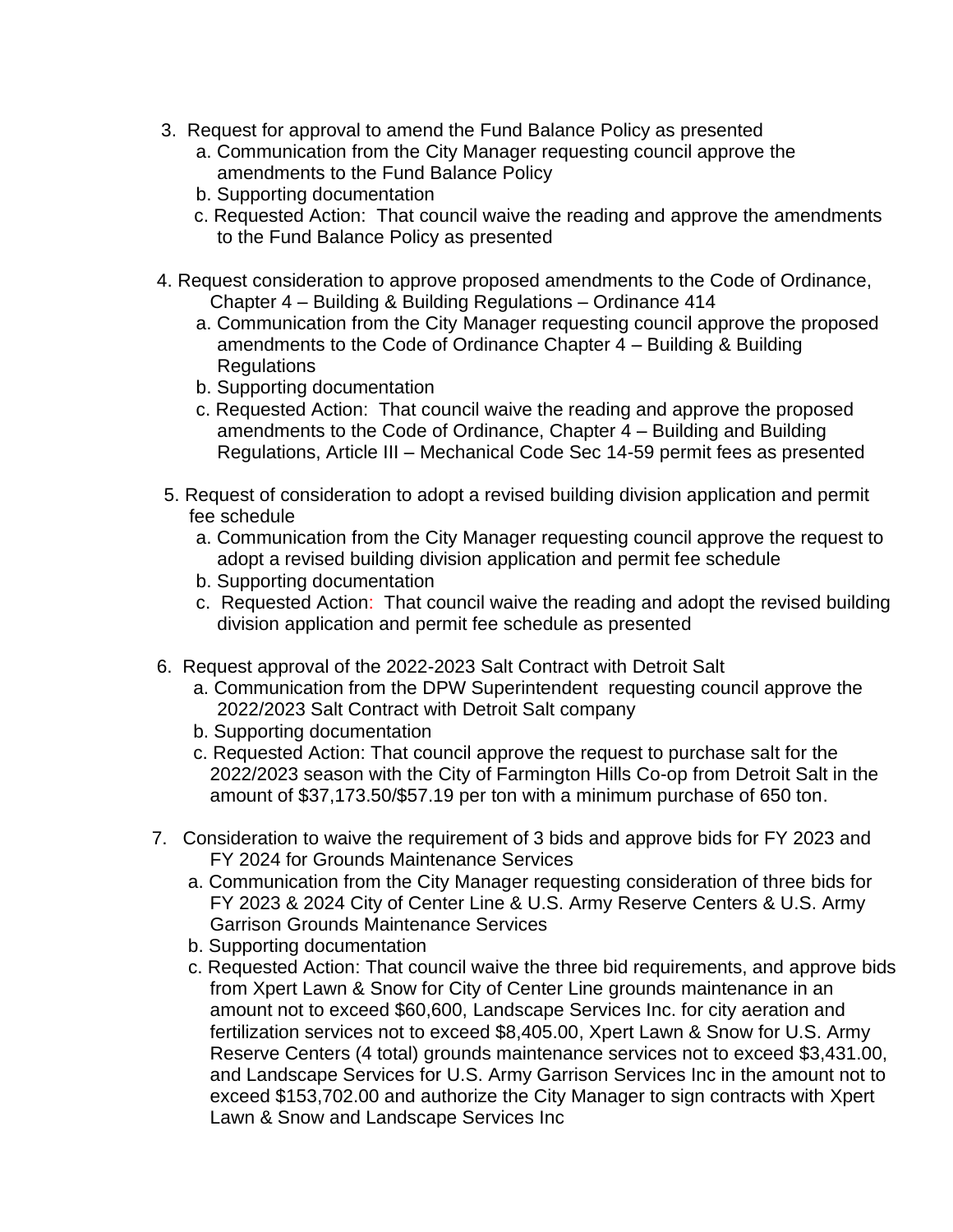3. Request for approval to amend the Fund Balance Policy as presented
   a. Communication from the City Manager requesting council approve the amendments to the Fund Balance Policy
   b. Supporting documentation
   c. Requested Action: That council waive the reading and approve the amendments to the Fund Balance Policy as presented

4. Request consideration to approve proposed amendments to the Code of Ordinance, Chapter 4 – Building & Building Regulations – Ordinance 414
   a. Communication from the City Manager requesting council approve the proposed amendments to the Code of Ordinance Chapter 4 – Building & Building Regulations
   b. Supporting documentation
   c. Requested Action: That council waive the reading and approve the proposed amendments to the Code of Ordinance, Chapter 4 – Building and Building Regulations, Article III – Mechanical Code Sec 14-59 permit fees as presented

5. Request of consideration to adopt a revised building division application and permit fee schedule
   a. Communication from the City Manager requesting council approve the request to adopt a revised building division application and permit fee schedule
   b. Supporting documentation
   c. Requested Action: That council waive the reading and adopt the revised building division application and permit fee schedule as presented

6. Request approval of the 2022-2023 Salt Contract with Detroit Salt
   a. Communication from the DPW Superintendent requesting council approve the 2022/2023 Salt Contract with Detroit Salt company
   b. Supporting documentation
   c. Requested Action: That council approve the request to purchase salt for the 2022/2023 season with the City of Farmington Hills Co-op from Detroit Salt in the amount of $37,173.50/$57.19 per ton with a minimum purchase of 650 ton.

7. Consideration to waive the requirement of 3 bids and approve bids for FY 2023 and FY 2024 for Grounds Maintenance Services
   a. Communication from the City Manager requesting consideration of three bids for FY 2023 & 2024 City of Center Line & U.S. Army Reserve Centers & U.S. Army Garrison Grounds Maintenance Services
   b. Supporting documentation
   c. Requested Action: That council waive the three bid requirements, and approve bids from Xpert Lawn & Snow for City of Center Line grounds maintenance in an amount not to exceed $60,600, Landscape Services Inc. for city aeration and fertilization services not to exceed $8,405.00, Xpert Lawn & Snow for U.S. Army Reserve Centers (4 total) grounds maintenance services not to exceed $3,431.00, and Landscape Services for U.S. Army Garrison Services Inc in the amount not to exceed $153,702.00 and authorize the City Manager to sign contracts with Xpert Lawn & Snow and Landscape Services Inc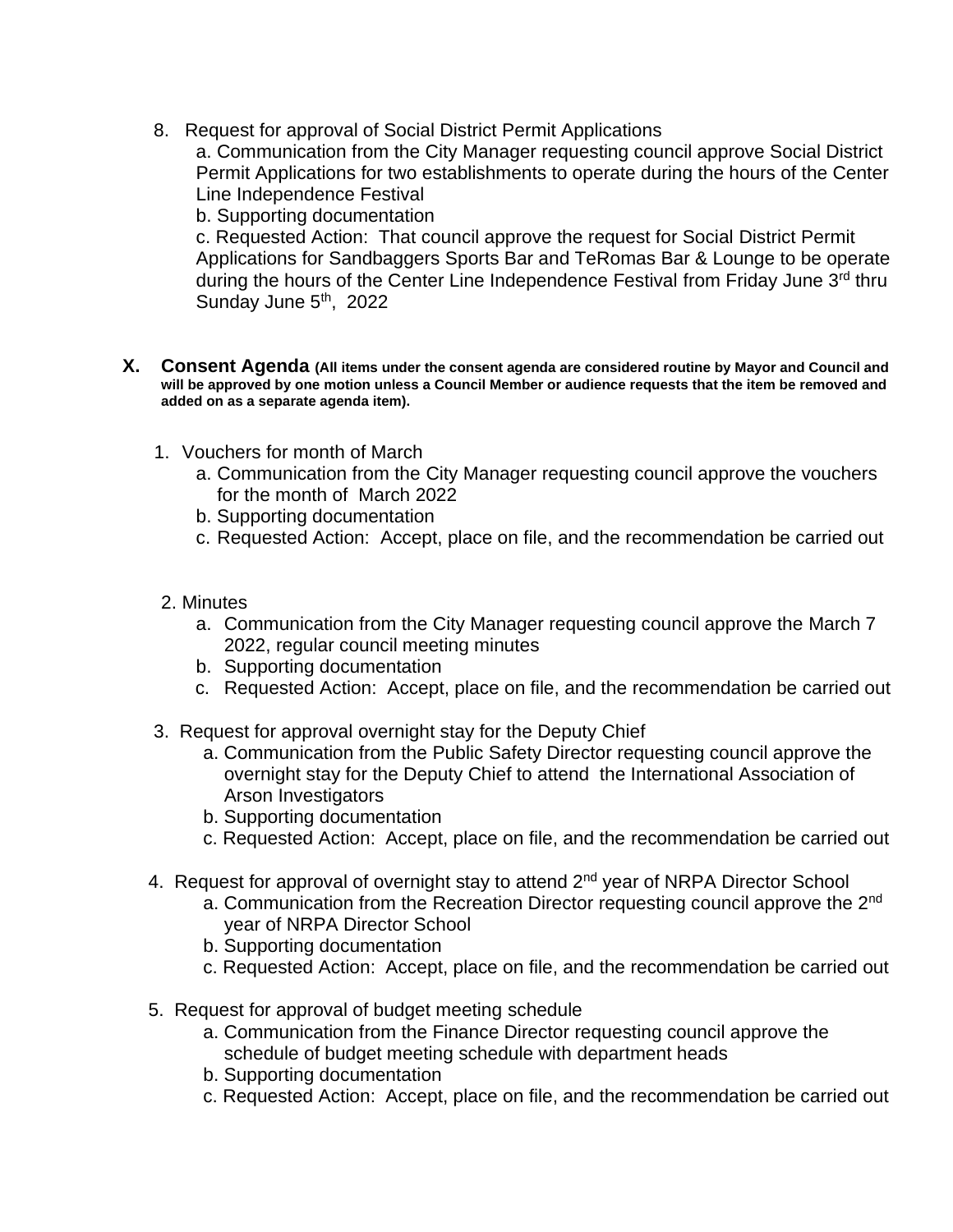8. Request for approval of Social District Permit Applications
   a. Communication from the City Manager requesting council approve Social District Permit Applications for two establishments to operate during the hours of the Center Line Independence Festival
   b. Supporting documentation
   c. Requested Action: That council approve the request for Social District Permit Applications for Sandbaggers Sports Bar and TeRomas Bar & Lounge to be operate during the hours of the Center Line Independence Festival from Friday June 3rd thru Sunday June 5th, 2022

## X. Consent Agenda **(All items under the consent agenda are considered routine by Mayor and Council and will be approved by one motion unless a Council Member or audience requests that the item be removed and added on as a separate agenda item).**

1. Vouchers for month of March
   a. Communication from the City Manager requesting council approve the vouchers for the month of March 2022
   b. Supporting documentation
   c. Requested Action: Accept, place on file, and the recommendation be carried out

2. Minutes
   a. Communication from the City Manager requesting council approve the March 7 2022, regular council meeting minutes
   b. Supporting documentation
   c. Requested Action: Accept, place on file, and the recommendation be carried out

3. Request for approval overnight stay for the Deputy Chief
   a. Communication from the Public Safety Director requesting council approve the overnight stay for the Deputy Chief to attend the International Association of Arson Investigators
   b. Supporting documentation
   c. Requested Action: Accept, place on file, and the recommendation be carried out

4. Request for approval of overnight stay to attend 2nd year of NRPA Director School
   a. Communication from the Recreation Director requesting council approve the 2nd year of NRPA Director School
   b. Supporting documentation
   c. Requested Action: Accept, place on file, and the recommendation be carried out

5. Request for approval of budget meeting schedule
   a. Communication from the Finance Director requesting council approve the schedule of budget meeting schedule with department heads
   b. Supporting documentation
   c. Requested Action: Accept, place on file, and the recommendation be carried out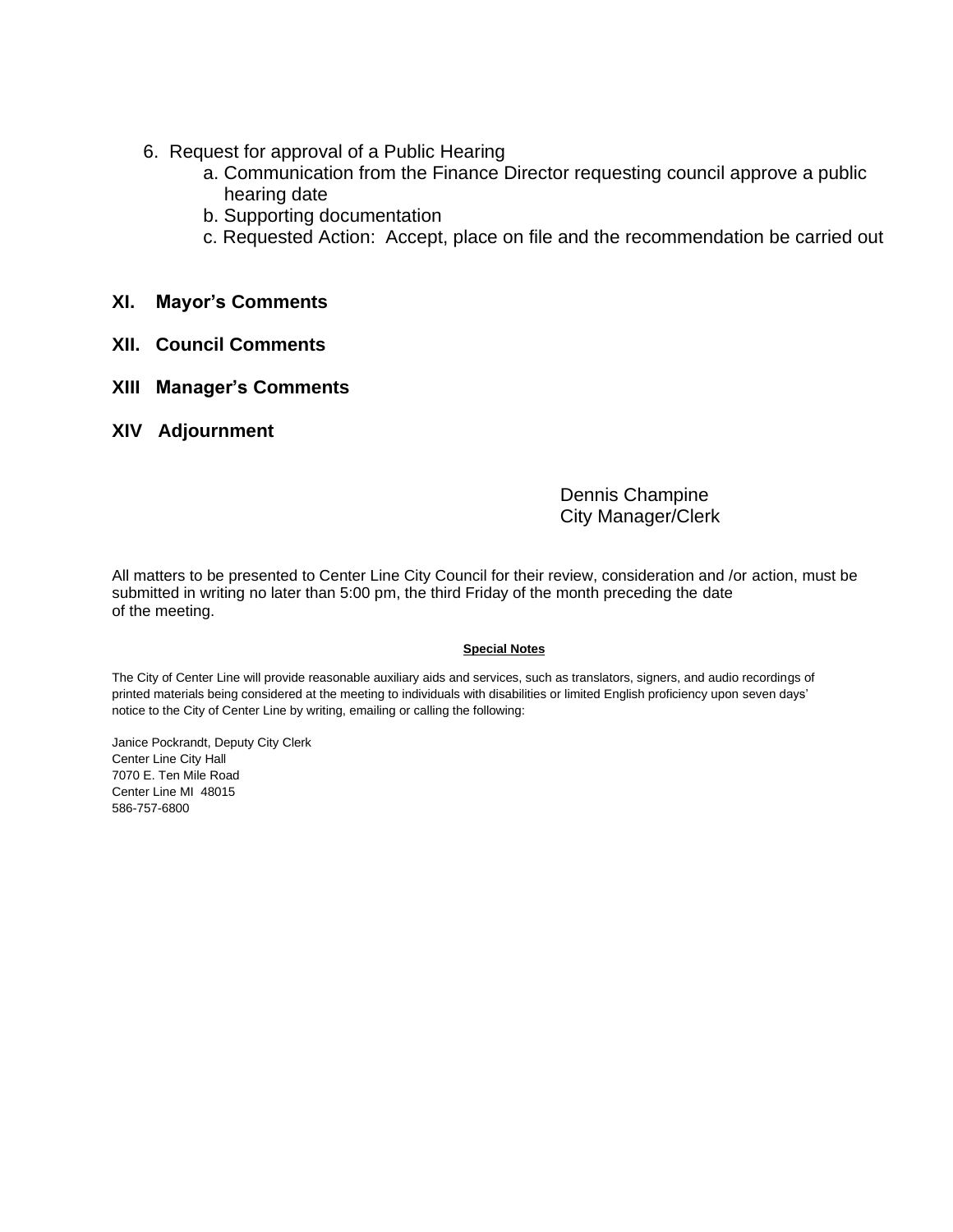6. Request for approval of a Public Hearing
   a. Communication from the Finance Director requesting council approve a public hearing date
   b. Supporting documentation
   c. Requested Action: Accept, place on file and the recommendation be carried out

**XI. Mayor's Comments**

**XII. Council Comments**

**XIII Manager's Comments**

**XIV Adjournment**

Dennis Champine
City Manager/Clerk

All matters to be presented to Center Line City Council for their review, consideration and /or action, must be submitted in writing no later than 5:00 pm, the third Friday of the month preceding the date of the meeting.

**Special Notes**

The City of Center Line will provide reasonable auxiliary aids and services, such as translators, signers, and audio recordings of printed materials being considered at the meeting to individuals with disabilities or limited English proficiency upon seven days' notice to the City of Center Line by writing, emailing or calling the following:

Janice Pockrandt, Deputy City Clerk
Center Line City Hall
7070 E. Ten Mile Road
Center Line MI 48015
586-757-6800